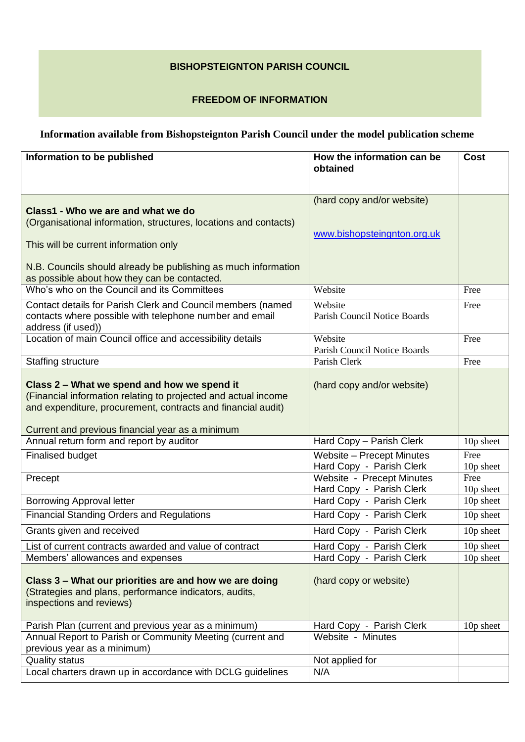# BISHOPSTEIGNTON PARISH COUNCIL

## FREEDOM OF INFORMATION

**Information available from Bishopsteignton Parish Council under the model publication scheme**

| Information to be published | How the information can be obtained | Cost |
|---|---|---|
| **Class1 - Who we are and what we do**<br>(Organisational information, structures, locations and contacts)<br><br>This will be current information only<br><br>N.B. Councils should already be publishing as much information as possible about how they can be contacted. | (hard copy and/or website)<br><br>www.bishopsteingnton.org.uk | |
| Who's who on the Council and its Committees | Website | Free |
| Contact details for Parish Clerk and Council members (named contacts where possible with telephone number and email address (if used)) | Website<br>Parish Council Notice Boards | Free |
| Location of main Council office and accessibility details | Website<br>Parish Council Notice Boards | Free |
| Staffing structure | Parish Clerk | Free |
| **Class 2 – What we spend and how we spend it**<br>(Financial information relating to projected and actual income and expenditure, procurement, contracts and financial audit)<br><br>Current and previous financial year as a minimum | (hard copy and/or website) | |
| Annual return form and report by auditor | Hard Copy – Parish Clerk | 10p sheet |
| Finalised budget | Website – Precept Minutes<br>Hard Copy - Parish Clerk | Free<br>10p sheet |
| Precept | Website - Precept Minutes<br>Hard Copy - Parish Clerk | Free<br>10p sheet |
| Borrowing Approval letter | Hard Copy - Parish Clerk | 10p sheet |
| Financial Standing Orders and Regulations | Hard Copy - Parish Clerk | 10p sheet |
| Grants given and received | Hard Copy - Parish Clerk | 10p sheet |
| List of current contracts awarded and value of contract | Hard Copy - Parish Clerk | 10p sheet |
| Members' allowances and expenses | Hard Copy - Parish Clerk | 10p sheet |
| **Class 3 – What our priorities are and how we are doing**<br>(Strategies and plans, performance indicators, audits, inspections and reviews) | (hard copy or website) | |
| Parish Plan (current and previous year as a minimum) | Hard Copy - Parish Clerk | 10p sheet |
| Annual Report to Parish or Community Meeting (current and previous year as a minimum) | Website - Minutes | |
| Quality status | Not applied for | |
| Local charters drawn up in accordance with DCLG guidelines | N/A | |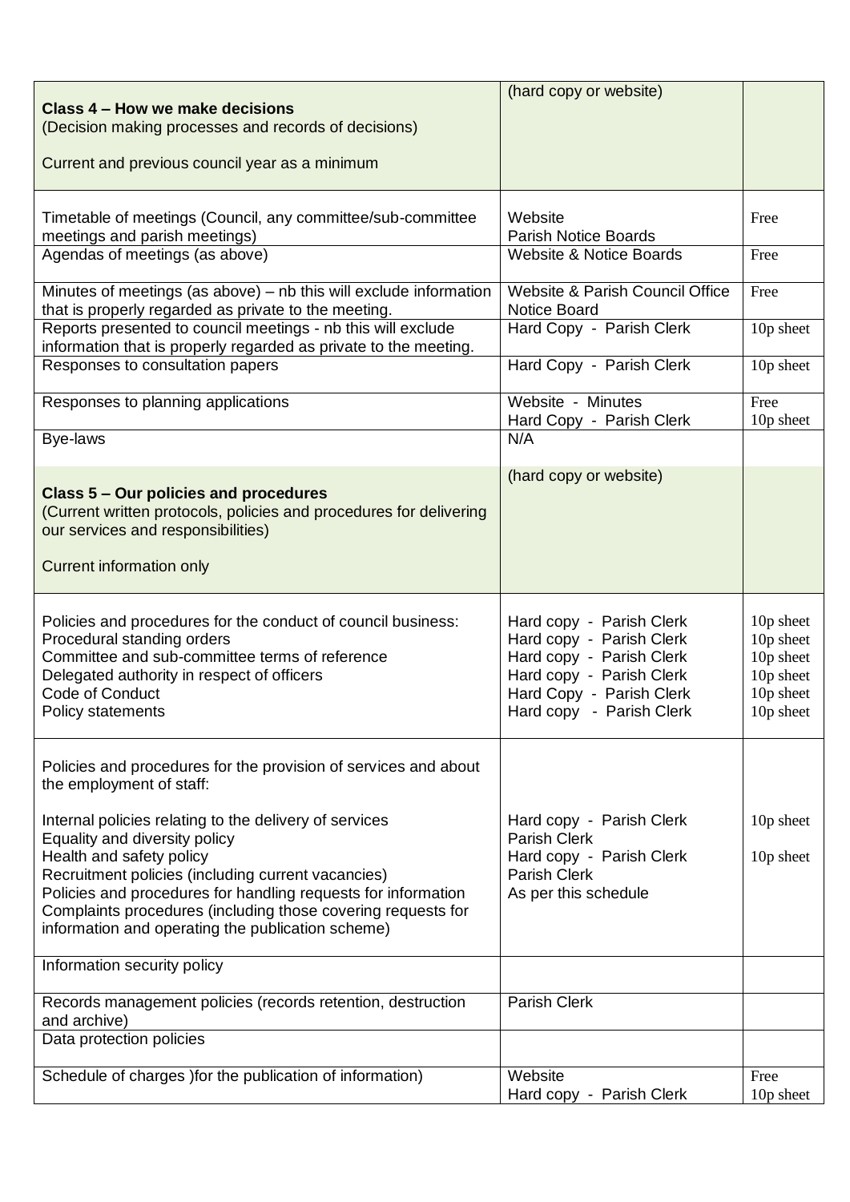| **Class 4 – How we make decisions**<br>(Decision making processes and records of decisions)<br><br>Current and previous council year as a minimum | (hard copy or website) | |
|---|---|---|
| Timetable of meetings (Council, any committee/sub-committee meetings and parish meetings) | Website<br>Parish Notice Boards | Free |
| Agendas of meetings (as above) | Website & Notice Boards | Free |
| Minutes of meetings (as above) – nb this will exclude information that is properly regarded as private to the meeting. | Website & Parish Council Office Notice Board | Free |
| Reports presented to council meetings - nb this will exclude information that is properly regarded as private to the meeting. | Hard Copy - Parish Clerk | 10p sheet |
| Responses to consultation papers | Hard Copy - Parish Clerk | 10p sheet |
| Responses to planning applications | Website - Minutes<br>Hard Copy - Parish Clerk | Free<br>10p sheet |
| Bye-laws | N/A | |
| **Class 5 – Our policies and procedures**<br>(Current written protocols, policies and procedures for delivering our services and responsibilities)<br><br>Current information only | (hard copy or website) | |
| Policies and procedures for the conduct of council business:<br>Procedural standing orders<br>Committee and sub-committee terms of reference<br>Delegated authority in respect of officers<br>Code of Conduct<br>Policy statements | Hard copy - Parish Clerk<br>Hard copy - Parish Clerk<br>Hard copy - Parish Clerk<br>Hard copy - Parish Clerk<br>Hard Copy - Parish Clerk<br>Hard copy - Parish Clerk | 10p sheet<br>10p sheet<br>10p sheet<br>10p sheet<br>10p sheet<br>10p sheet |
| Policies and procedures for the provision of services and about the employment of staff:<br><br>Internal policies relating to the delivery of services<br>Equality and diversity policy<br>Health and safety policy<br>Recruitment policies (including current vacancies)<br>Policies and procedures for handling requests for information<br>Complaints procedures (including those covering requests for information and operating the publication scheme) | <br><br><br>Hard copy - Parish Clerk<br>Parish Clerk<br>Hard copy - Parish Clerk<br>Parish Clerk<br>As per this schedule | <br><br><br>10p sheet<br><br>10p sheet |
| Information security policy | | |
| Records management policies (records retention, destruction and archive) | Parish Clerk | |
| Data protection policies | | |
| Schedule of charges )for the publication of information) | Website<br>Hard copy - Parish Clerk | Free<br>10p sheet |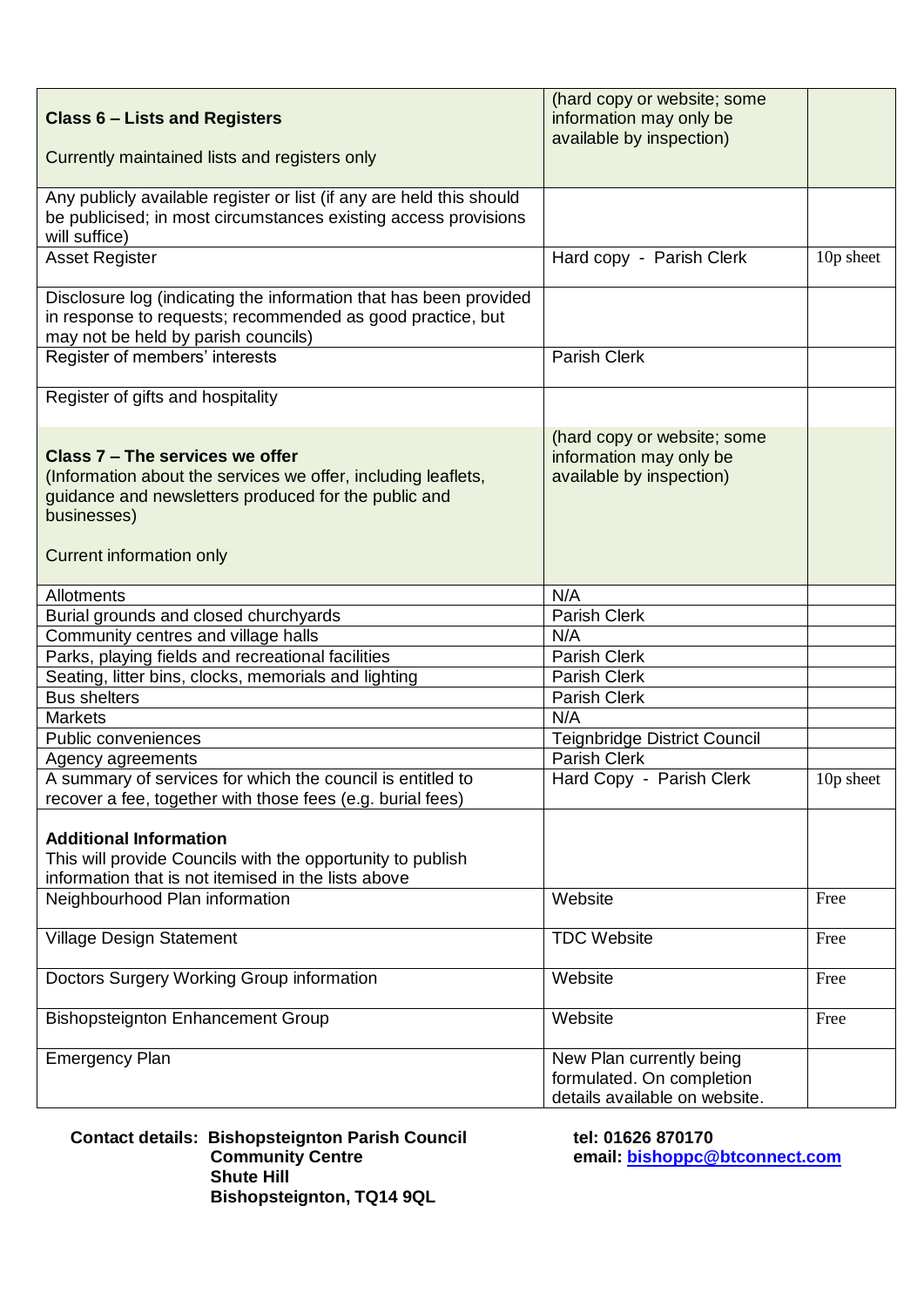| **Class 6 – Lists and Registers**<br><br>Currently maintained lists and registers only | (hard copy or website; some information may only be available by inspection) | |
|---|---|---|
| Any publicly available register or list (if any are held this should be publicised; in most circumstances existing access provisions will suffice) | | |
| Asset Register | Hard copy - Parish Clerk | 10p sheet |
| Disclosure log (indicating the information that has been provided in response to requests; recommended as good practice, but may not be held by parish councils) | | |
| Register of members' interests | Parish Clerk | |
| Register of gifts and hospitality | | |
| **Class 7 – The services we offer**<br>(Information about the services we offer, including leaflets, guidance and newsletters produced for the public and businesses)<br><br>Current information only | (hard copy or website; some information may only be available by inspection) | |
| Allotments | N/A | |
| Burial grounds and closed churchyards | Parish Clerk | |
| Community centres and village halls | N/A | |
| Parks, playing fields and recreational facilities | Parish Clerk | |
| Seating, litter bins, clocks, memorials and lighting | Parish Clerk | |
| Bus shelters | Parish Clerk | |
| Markets | N/A | |
| Public conveniences | Teignbridge District Council | |
| Agency agreements | Parish Clerk | |
| A summary of services for which the council is entitled to recover a fee, together with those fees (e.g. burial fees) | Hard Copy - Parish Clerk | 10p sheet |
| **Additional Information**<br>This will provide Councils with the opportunity to publish information that is not itemised in the lists above | | |
| Neighbourhood Plan information | Website | Free |
| Village Design Statement | TDC Website | Free |
| Doctors Surgery Working Group information | Website | Free |
| Bishopsteignton Enhancement Group | Website | Free |
| Emergency Plan | New Plan currently being formulated. On completion details available on website. | |

**Contact details: Bishopsteignton Parish Council**
**Community Centre**
**Shute Hill**
**Bishopsteignton, TQ14 9QL**

**tel: 01626 870170**
**email: bishoppc@btconnect.com**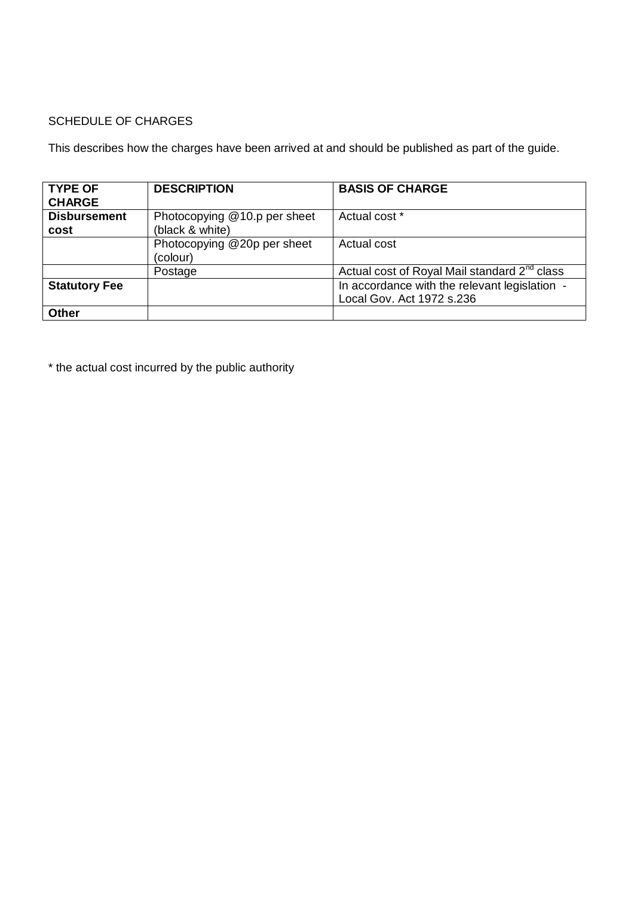SCHEDULE OF CHARGES

This describes how the charges have been arrived at and should be published as part of the guide.

| TYPE OF CHARGE | DESCRIPTION | BASIS OF CHARGE |
|---|---|---|
| **Disbursement cost** | Photocopying @10.p per sheet (black & white) | Actual cost * |
| | Photocopying @20p per sheet (colour) | Actual cost |
| | Postage | Actual cost of Royal Mail standard 2nd class |
| **Statutory Fee** | | In accordance with the relevant legislation - Local Gov. Act 1972 s.236 |
| **Other** | | |

* the actual cost incurred by the public authority